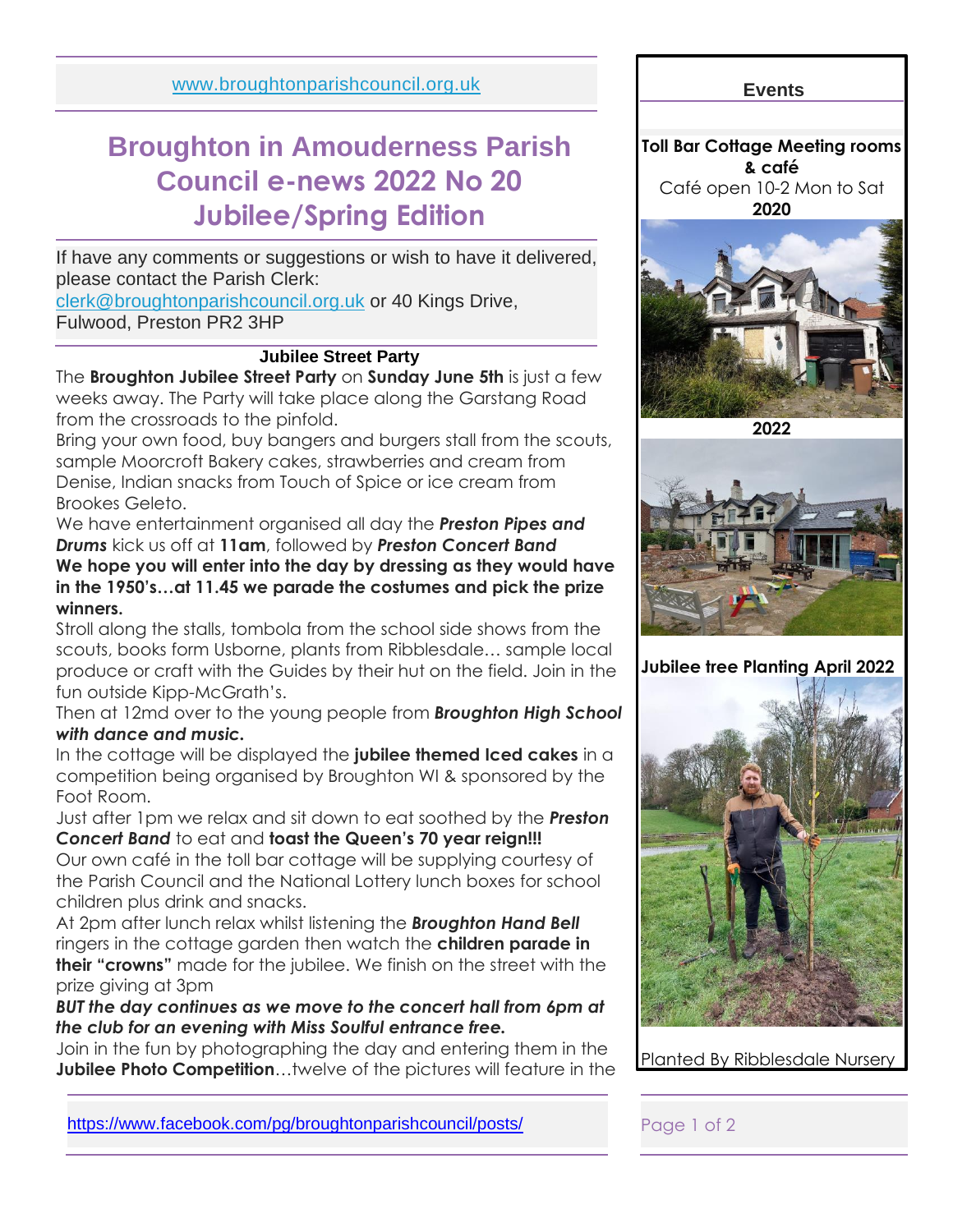www.broughtonparishcouncil.org.uk

# Broughton in Amounderness Parish Council e-news 2022 No 20 Jubilee/Spring Edition

If have any comments or suggestions or wish to have it delivered, please contact the Parish Clerk:
clerk@broughtonparishcouncil.org.uk or 40 Kings Drive, Fulwood, Preston PR2 3HP

### Jubilee Street Party

The **Broughton Jubilee Street Party** on **Sunday June 5th** is just a few weeks away. The Party will take place along the Garstang Road from the crossroads to the pinfold.

Bring your own food, buy bangers and burgers stall from the scouts, sample Moorcroft Bakery cakes, strawberries and cream from Denise, Indian snacks from Touch of Spice or ice cream from Brookes Geleto.

We have entertainment organised all day the ***Preston Pipes and Drums*** kick us off at **11am**, followed by ***Preston Concert Band***

**We hope you will enter into the day by dressing as they would have in the 1950's…at 11.45 we parade the costumes and pick the prize winners.**

Stroll along the stalls, tombola from the school side shows from the scouts, books form Usborne, plants from Ribblesdale… sample local produce or craft with the Guides by their hut on the field. Join in the fun outside Kipp-McGrath's.

Then at 12md over to the young people from ***Broughton High School with dance and music.***

In the cottage will be displayed the **jubilee themed Iced cakes** in a competition being organised by Broughton WI & sponsored by the Foot Room.

Just after 1pm we relax and sit down to eat soothed by the ***Preston Concert Band*** to eat and **toast the Queen's 70 year reign!!!**

Our own café in the toll bar cottage will be supplying courtesy of the Parish Council and the National Lottery lunch boxes for school children plus drink and snacks.

At 2pm after lunch relax whilst listening the ***Broughton Hand Bell*** ringers in the cottage garden then watch the **children parade in their "crowns"** made for the jubilee. We finish on the street with the prize giving at 3pm

***BUT the day continues as we move to the concert hall from 6pm at the club for an evening with Miss Soulful entrance free.***

Join in the fun by photographing the day and entering them in the **Jubilee Photo Competition**…twelve of the pictures will feature in the

https://www.facebook.com/pg/broughtonparishcouncil/posts/

## Events

**Toll Bar Cottage Meeting rooms & café**
Café open 10-2 Mon to Sat

**2020**

**2022**

**Jubilee tree Planting April 2022**

Planted By Ribblesdale Nursery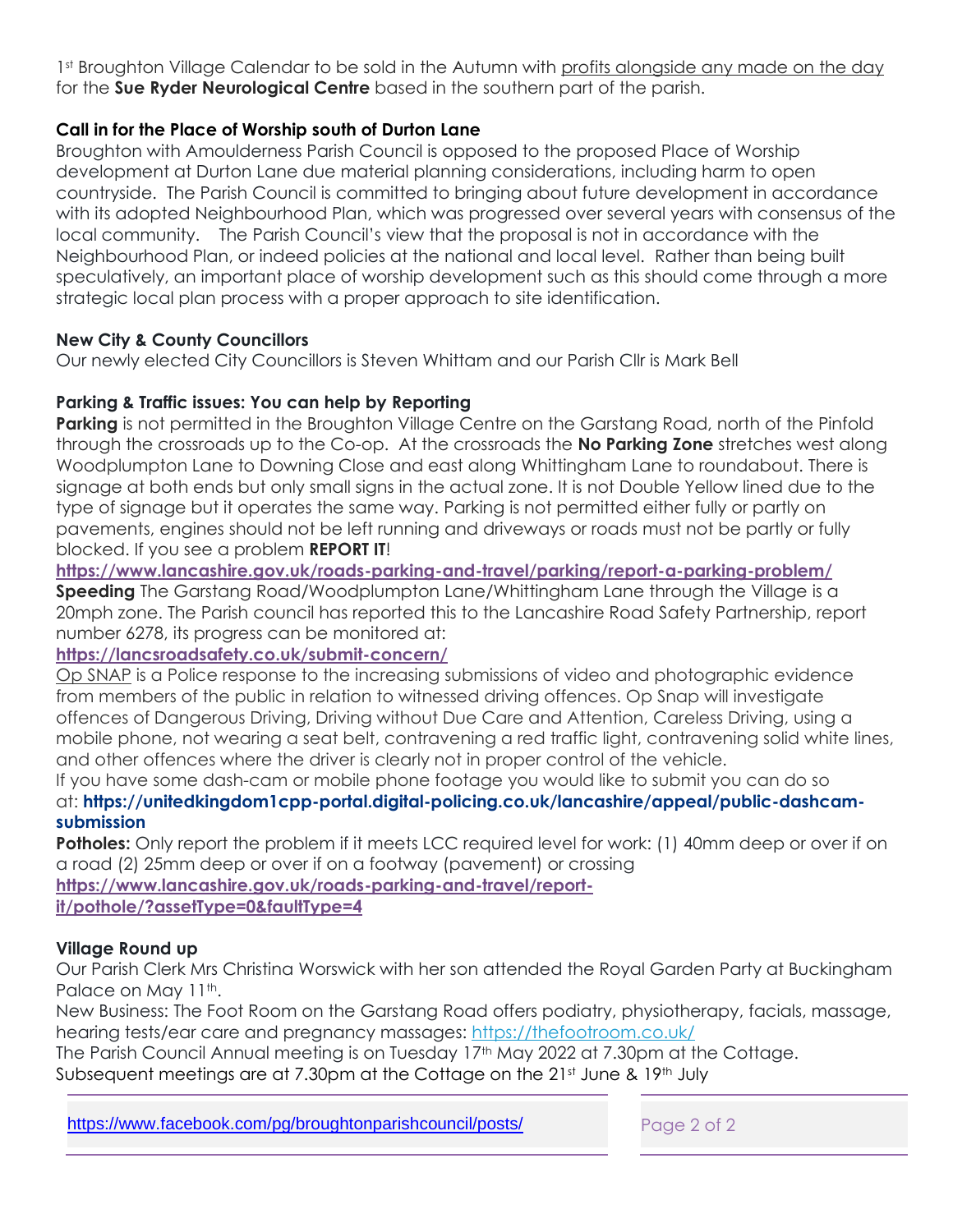1st Broughton Village Calendar to be sold in the Autumn with profits alongside any made on the day for the **Sue Ryder Neurological Centre** based in the southern part of the parish.

**Call in for the Place of Worship south of Durton Lane**

Broughton with Amoulderness Parish Council is opposed to the proposed Place of Worship development at Durton Lane due material planning considerations, including harm to open countryside. The Parish Council is committed to bringing about future development in accordance with its adopted Neighbourhood Plan, which was progressed over several years with consensus of the local community. The Parish Council's view that the proposal is not in accordance with the Neighbourhood Plan, or indeed policies at the national and local level. Rather than being built speculatively, an important place of worship development such as this should come through a more strategic local plan process with a proper approach to site identification.

**New City & County Councillors**

Our newly elected City Councillors is Steven Whittam and our Parish Cllr is Mark Bell

**Parking & Traffic issues: You can help by Reporting**

**Parking** is not permitted in the Broughton Village Centre on the Garstang Road, north of the Pinfold through the crossroads up to the Co-op. At the crossroads the **No Parking Zone** stretches west along Woodplumpton Lane to Downing Close and east along Whittingham Lane to roundabout. There is signage at both ends but only small signs in the actual zone. It is not Double Yellow lined due to the type of signage but it operates the same way. Parking is not permitted either fully or partly on pavements, engines should not be left running and driveways or roads must not be partly or fully blocked. If you see a problem **REPORT IT**!

**https://www.lancashire.gov.uk/roads-parking-and-travel/parking/report-a-parking-problem/**

**Speeding** The Garstang Road/Woodplumpton Lane/Whittingham Lane through the Village is a 20mph zone. The Parish council has reported this to the Lancashire Road Safety Partnership, report number 6278, its progress can be monitored at:

**https://lancsroadsafety.co.uk/submit-concern/**

Op SNAP is a Police response to the increasing submissions of video and photographic evidence from members of the public in relation to witnessed driving offences. Op Snap will investigate offences of Dangerous Driving, Driving without Due Care and Attention, Careless Driving, using a mobile phone, not wearing a seat belt, contravening a red traffic light, contravening solid white lines, and other offences where the driver is clearly not in proper control of the vehicle.

If you have some dash-cam or mobile phone footage you would like to submit you can do so at: **https://unitedkingdom1cpp-portal.digital-policing.co.uk/lancashire/appeal/public-dashcam-submission**

**Potholes:** Only report the problem if it meets LCC required level for work: (1) 40mm deep or over if on a road (2) 25mm deep or over if on a footway (pavement) or crossing

**https://www.lancashire.gov.uk/roads-parking-and-travel/report-it/pothole/?assetType=0&faultType=4**

**Village Round up**

Our Parish Clerk Mrs Christina Worswick with her son attended the Royal Garden Party at Buckingham Palace on May 11th.

New Business: The Foot Room on the Garstang Road offers podiatry, physiotherapy, facials, massage, hearing tests/ear care and pregnancy massages: https://thefootroom.co.uk/

The Parish Council Annual meeting is on Tuesday 17th May 2022 at 7.30pm at the Cottage.

Subsequent meetings are at 7.30pm at the Cottage on the 21st June & 19th July

https://www.facebook.com/pg/broughtonparishcouncil/posts/